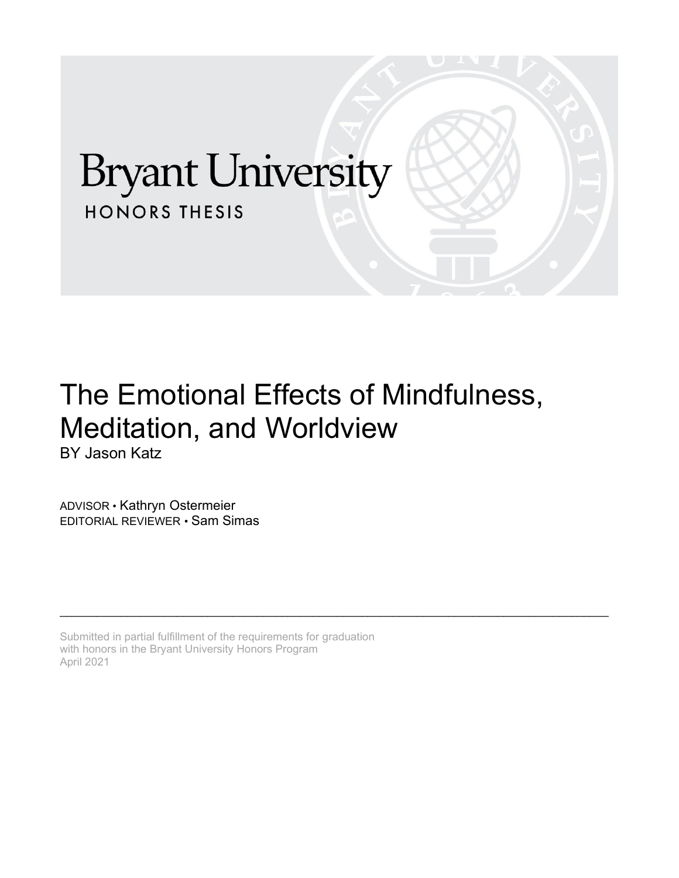# Bryant University

HONORS THESIS

# The Emotional Effects of Mindfulness, Meditation, and Worldview

BY Jason Katz

ADVISOR • Kathryn Ostermeier
EDITORIAL REVIEWER • Sam Simas

---

Submitted in partial fulfillment of the requirements for graduation
with honors in the Bryant University Honors Program
April 2021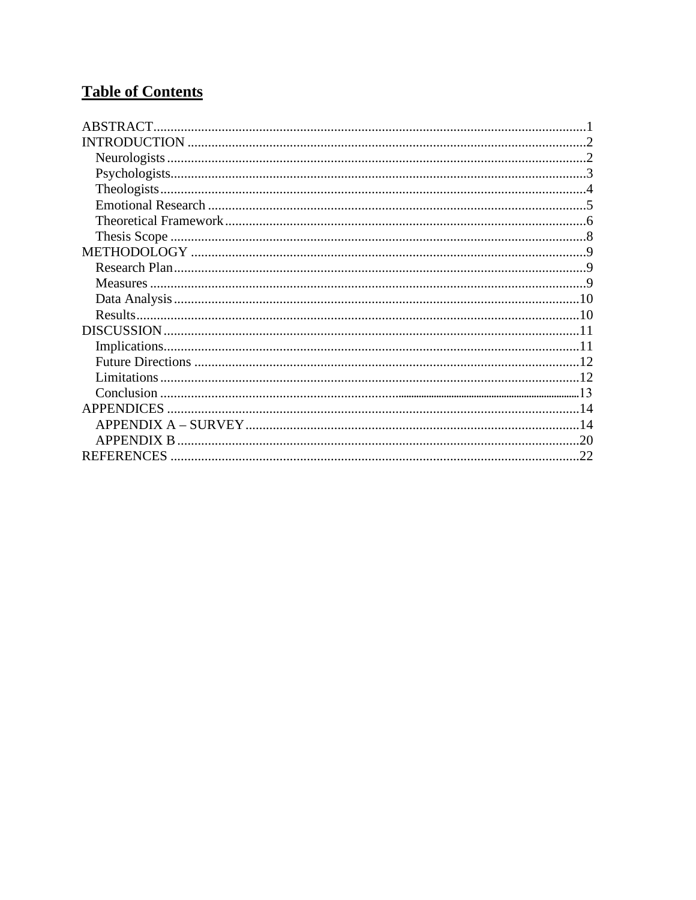# Table of Contents

ABSTRACT....1
INTRODUCTION....2
- Neurologists....2
- Psychologists....3
- Theologists....4
- Emotional Research....5
- Theoretical Framework....6
- Thesis Scope....8

METHODOLOGY....9
- Research Plan....9
- Measures....9
- Data Analysis....10
- Results....10

DISCUSSION....11
- Implications....11
- Future Directions....12
- Limitations....12
- Conclusion....13

APPENDICES....14
- APPENDIX A – SURVEY....14
- APPENDIX B....20

REFERENCES....22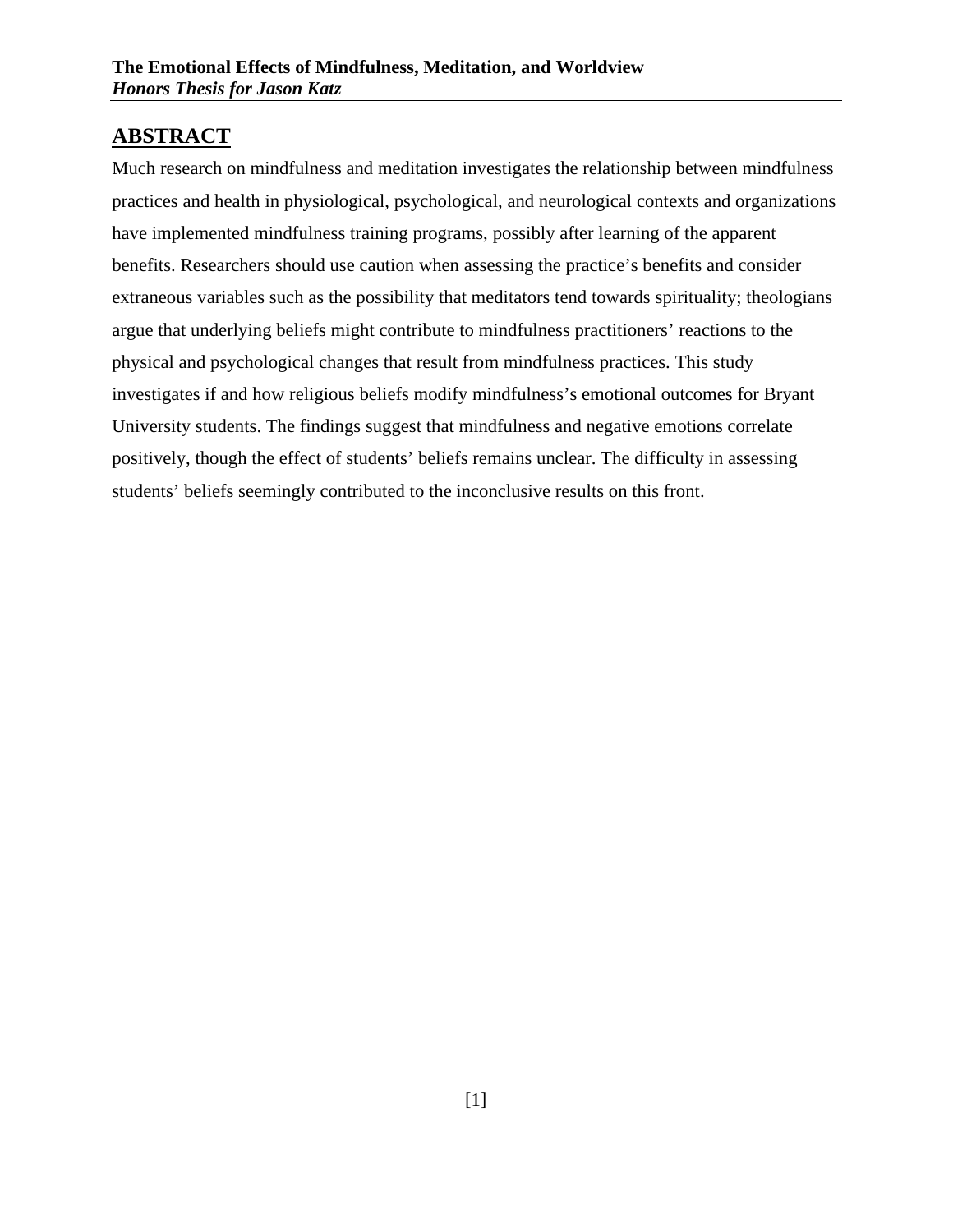## ABSTRACT

Much research on mindfulness and meditation investigates the relationship between mindfulness practices and health in physiological, psychological, and neurological contexts and organizations have implemented mindfulness training programs, possibly after learning of the apparent benefits. Researchers should use caution when assessing the practice's benefits and consider extraneous variables such as the possibility that meditators tend towards spirituality; theologians argue that underlying beliefs might contribute to mindfulness practitioners' reactions to the physical and psychological changes that result from mindfulness practices. This study investigates if and how religious beliefs modify mindfulness's emotional outcomes for Bryant University students. The findings suggest that mindfulness and negative emotions correlate positively, though the effect of students' beliefs remains unclear. The difficulty in assessing students' beliefs seemingly contributed to the inconclusive results on this front.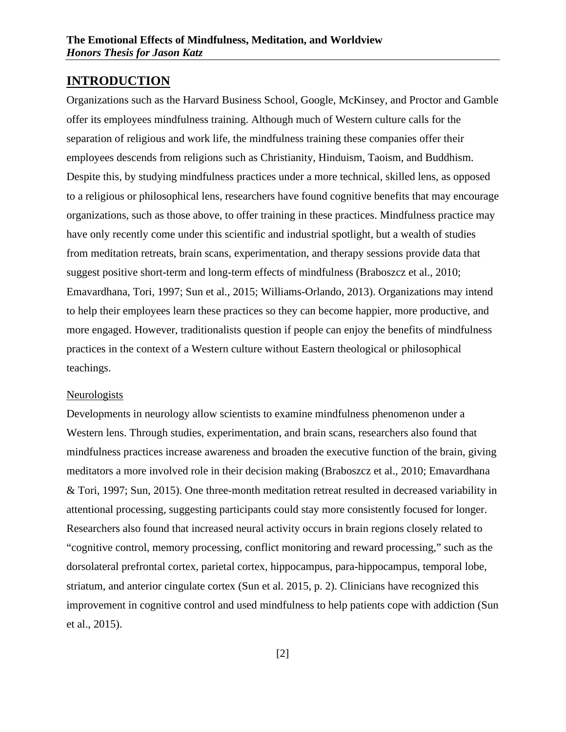## INTRODUCTION

Organizations such as the Harvard Business School, Google, McKinsey, and Proctor and Gamble offer its employees mindfulness training. Although much of Western culture calls for the separation of religious and work life, the mindfulness training these companies offer their employees descends from religions such as Christianity, Hinduism, Taoism, and Buddhism. Despite this, by studying mindfulness practices under a more technical, skilled lens, as opposed to a religious or philosophical lens, researchers have found cognitive benefits that may encourage organizations, such as those above, to offer training in these practices. Mindfulness practice may have only recently come under this scientific and industrial spotlight, but a wealth of studies from meditation retreats, brain scans, experimentation, and therapy sessions provide data that suggest positive short-term and long-term effects of mindfulness (Braboszcz et al., 2010; Emavardhana, Tori, 1997; Sun et al., 2015; Williams-Orlando, 2013). Organizations may intend to help their employees learn these practices so they can become happier, more productive, and more engaged. However, traditionalists question if people can enjoy the benefits of mindfulness practices in the context of a Western culture without Eastern theological or philosophical teachings.

### Neurologists

Developments in neurology allow scientists to examine mindfulness phenomenon under a Western lens. Through studies, experimentation, and brain scans, researchers also found that mindfulness practices increase awareness and broaden the executive function of the brain, giving meditators a more involved role in their decision making (Braboszcz et al., 2010; Emavardhana & Tori, 1997; Sun, 2015). One three-month meditation retreat resulted in decreased variability in attentional processing, suggesting participants could stay more consistently focused for longer. Researchers also found that increased neural activity occurs in brain regions closely related to "cognitive control, memory processing, conflict monitoring and reward processing," such as the dorsolateral prefrontal cortex, parietal cortex, hippocampus, para-hippocampus, temporal lobe, striatum, and anterior cingulate cortex (Sun et al. 2015, p. 2). Clinicians have recognized this improvement in cognitive control and used mindfulness to help patients cope with addiction (Sun et al., 2015).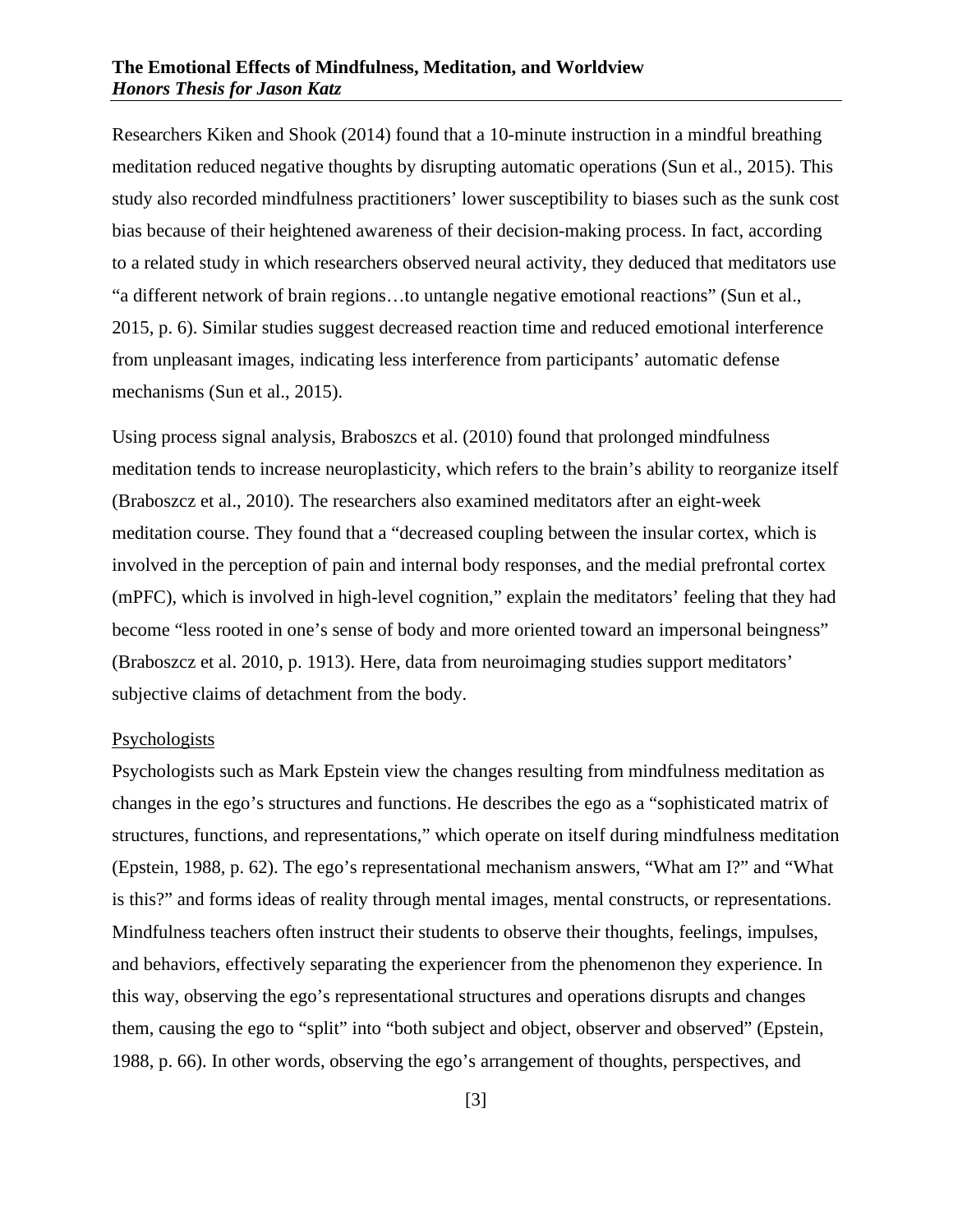Researchers Kiken and Shook (2014) found that a 10-minute instruction in a mindful breathing meditation reduced negative thoughts by disrupting automatic operations (Sun et al., 2015). This study also recorded mindfulness practitioners' lower susceptibility to biases such as the sunk cost bias because of their heightened awareness of their decision-making process. In fact, according to a related study in which researchers observed neural activity, they deduced that meditators use "a different network of brain regions…to untangle negative emotional reactions" (Sun et al., 2015, p. 6). Similar studies suggest decreased reaction time and reduced emotional interference from unpleasant images, indicating less interference from participants' automatic defense mechanisms (Sun et al., 2015).

Using process signal analysis, Braboszcs et al. (2010) found that prolonged mindfulness meditation tends to increase neuroplasticity, which refers to the brain's ability to reorganize itself (Braboszcz et al., 2010). The researchers also examined meditators after an eight-week meditation course. They found that a "decreased coupling between the insular cortex, which is involved in the perception of pain and internal body responses, and the medial prefrontal cortex (mPFC), which is involved in high-level cognition," explain the meditators' feeling that they had become "less rooted in one's sense of body and more oriented toward an impersonal beingness" (Braboszcz et al. 2010, p. 1913). Here, data from neuroimaging studies support meditators' subjective claims of detachment from the body.

Psychologists

Psychologists such as Mark Epstein view the changes resulting from mindfulness meditation as changes in the ego's structures and functions. He describes the ego as a "sophisticated matrix of structures, functions, and representations," which operate on itself during mindfulness meditation (Epstein, 1988, p. 62). The ego's representational mechanism answers, "What am I?" and "What is this?" and forms ideas of reality through mental images, mental constructs, or representations. Mindfulness teachers often instruct their students to observe their thoughts, feelings, impulses, and behaviors, effectively separating the experiencer from the phenomenon they experience. In this way, observing the ego's representational structures and operations disrupts and changes them, causing the ego to "split" into "both subject and object, observer and observed" (Epstein, 1988, p. 66). In other words, observing the ego's arrangement of thoughts, perspectives, and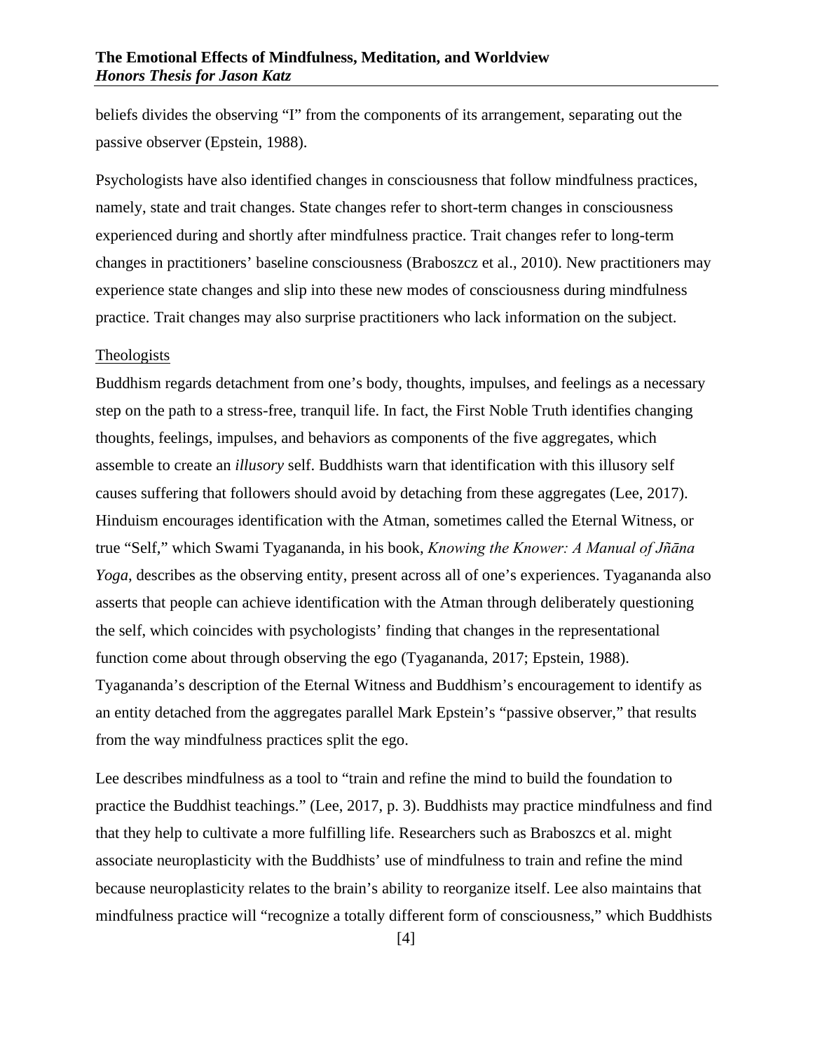beliefs divides the observing "I" from the components of its arrangement, separating out the passive observer (Epstein, 1988).

Psychologists have also identified changes in consciousness that follow mindfulness practices, namely, state and trait changes. State changes refer to short-term changes in consciousness experienced during and shortly after mindfulness practice. Trait changes refer to long-term changes in practitioners' baseline consciousness (Braboszcz et al., 2010). New practitioners may experience state changes and slip into these new modes of consciousness during mindfulness practice. Trait changes may also surprise practitioners who lack information on the subject.

### Theologists

Buddhism regards detachment from one's body, thoughts, impulses, and feelings as a necessary step on the path to a stress-free, tranquil life. In fact, the First Noble Truth identifies changing thoughts, feelings, impulses, and behaviors as components of the five aggregates, which assemble to create an *illusory* self. Buddhists warn that identification with this illusory self causes suffering that followers should avoid by detaching from these aggregates (Lee, 2017). Hinduism encourages identification with the Atman, sometimes called the Eternal Witness, or true "Self," which Swami Tyagananda, in his book, *Knowing the Knower: A Manual of Jñāna Yoga*, describes as the observing entity, present across all of one's experiences. Tyagananda also asserts that people can achieve identification with the Atman through deliberately questioning the self, which coincides with psychologists' finding that changes in the representational function come about through observing the ego (Tyagananda, 2017; Epstein, 1988). Tyagananda's description of the Eternal Witness and Buddhism's encouragement to identify as an entity detached from the aggregates parallel Mark Epstein's "passive observer," that results from the way mindfulness practices split the ego.

Lee describes mindfulness as a tool to "train and refine the mind to build the foundation to practice the Buddhist teachings." (Lee, 2017, p. 3). Buddhists may practice mindfulness and find that they help to cultivate a more fulfilling life. Researchers such as Braboszcs et al. might associate neuroplasticity with the Buddhists' use of mindfulness to train and refine the mind because neuroplasticity relates to the brain's ability to reorganize itself. Lee also maintains that mindfulness practice will "recognize a totally different form of consciousness," which Buddhists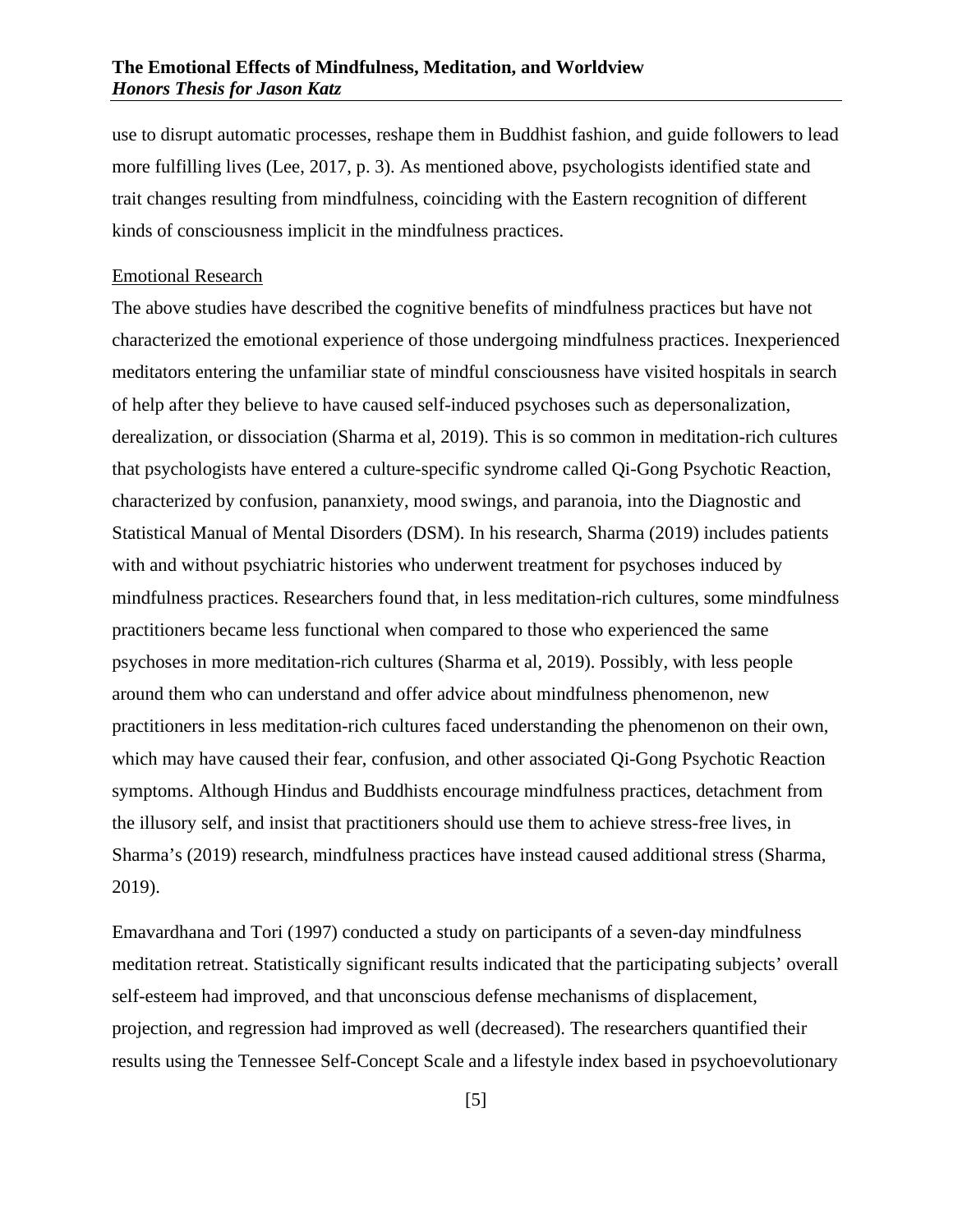use to disrupt automatic processes, reshape them in Buddhist fashion, and guide followers to lead more fulfilling lives (Lee, 2017, p. 3). As mentioned above, psychologists identified state and trait changes resulting from mindfulness, coinciding with the Eastern recognition of different kinds of consciousness implicit in the mindfulness practices.

<u>Emotional Research</u>

The above studies have described the cognitive benefits of mindfulness practices but have not characterized the emotional experience of those undergoing mindfulness practices. Inexperienced meditators entering the unfamiliar state of mindful consciousness have visited hospitals in search of help after they believe to have caused self-induced psychoses such as depersonalization, derealization, or dissociation (Sharma et al, 2019). This is so common in meditation-rich cultures that psychologists have entered a culture-specific syndrome called Qi-Gong Psychotic Reaction, characterized by confusion, pananxiety, mood swings, and paranoia, into the Diagnostic and Statistical Manual of Mental Disorders (DSM). In his research, Sharma (2019) includes patients with and without psychiatric histories who underwent treatment for psychoses induced by mindfulness practices. Researchers found that, in less meditation-rich cultures, some mindfulness practitioners became less functional when compared to those who experienced the same psychoses in more meditation-rich cultures (Sharma et al, 2019). Possibly, with less people around them who can understand and offer advice about mindfulness phenomenon, new practitioners in less meditation-rich cultures faced understanding the phenomenon on their own, which may have caused their fear, confusion, and other associated Qi-Gong Psychotic Reaction symptoms. Although Hindus and Buddhists encourage mindfulness practices, detachment from the illusory self, and insist that practitioners should use them to achieve stress-free lives, in Sharma's (2019) research, mindfulness practices have instead caused additional stress (Sharma, 2019).

Emavardhana and Tori (1997) conducted a study on participants of a seven-day mindfulness meditation retreat. Statistically significant results indicated that the participating subjects' overall self-esteem had improved, and that unconscious defense mechanisms of displacement, projection, and regression had improved as well (decreased). The researchers quantified their results using the Tennessee Self-Concept Scale and a lifestyle index based in psychoevolutionary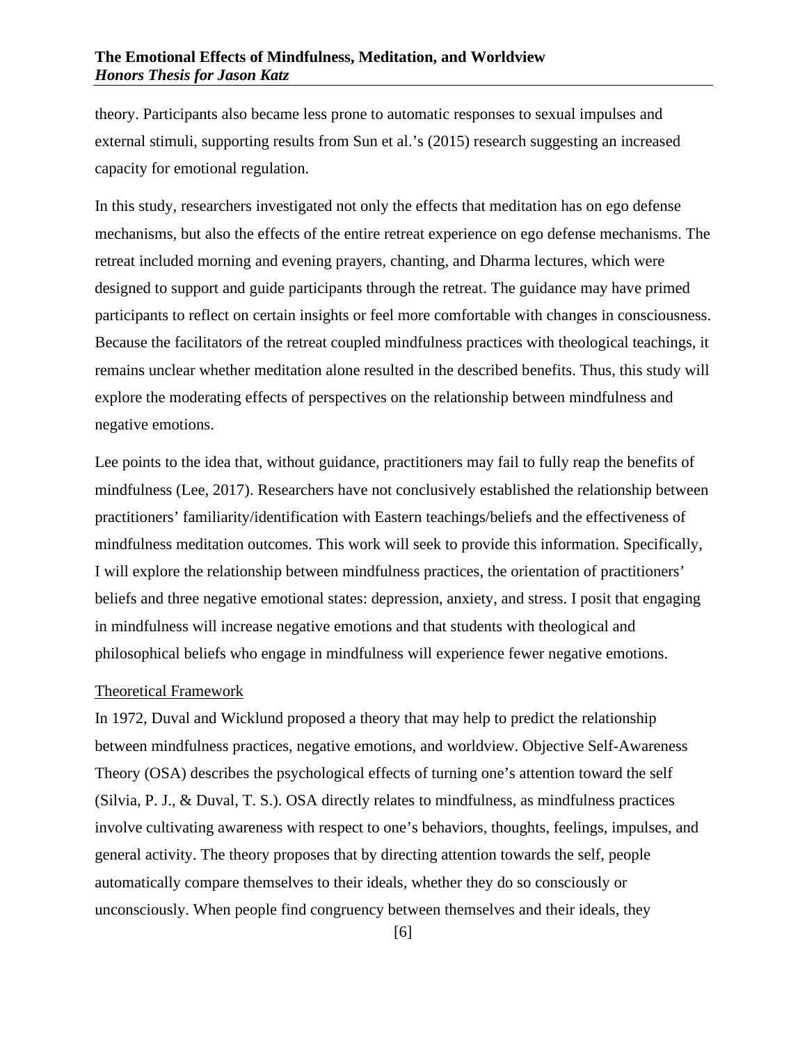theory. Participants also became less prone to automatic responses to sexual impulses and external stimuli, supporting results from Sun et al.'s (2015) research suggesting an increased capacity for emotional regulation.

In this study, researchers investigated not only the effects that meditation has on ego defense mechanisms, but also the effects of the entire retreat experience on ego defense mechanisms. The retreat included morning and evening prayers, chanting, and Dharma lectures, which were designed to support and guide participants through the retreat. The guidance may have primed participants to reflect on certain insights or feel more comfortable with changes in consciousness. Because the facilitators of the retreat coupled mindfulness practices with theological teachings, it remains unclear whether meditation alone resulted in the described benefits. Thus, this study will explore the moderating effects of perspectives on the relationship between mindfulness and negative emotions.

Lee points to the idea that, without guidance, practitioners may fail to fully reap the benefits of mindfulness (Lee, 2017). Researchers have not conclusively established the relationship between practitioners' familiarity/identification with Eastern teachings/beliefs and the effectiveness of mindfulness meditation outcomes. This work will seek to provide this information. Specifically, I will explore the relationship between mindfulness practices, the orientation of practitioners' beliefs and three negative emotional states: depression, anxiety, and stress. I posit that engaging in mindfulness will increase negative emotions and that students with theological and philosophical beliefs who engage in mindfulness will experience fewer negative emotions.

## Theoretical Framework

In 1972, Duval and Wicklund proposed a theory that may help to predict the relationship between mindfulness practices, negative emotions, and worldview. Objective Self-Awareness Theory (OSA) describes the psychological effects of turning one's attention toward the self (Silvia, P. J., & Duval, T. S.). OSA directly relates to mindfulness, as mindfulness practices involve cultivating awareness with respect to one's behaviors, thoughts, feelings, impulses, and general activity. The theory proposes that by directing attention towards the self, people automatically compare themselves to their ideals, whether they do so consciously or unconsciously. When people find congruency between themselves and their ideals, they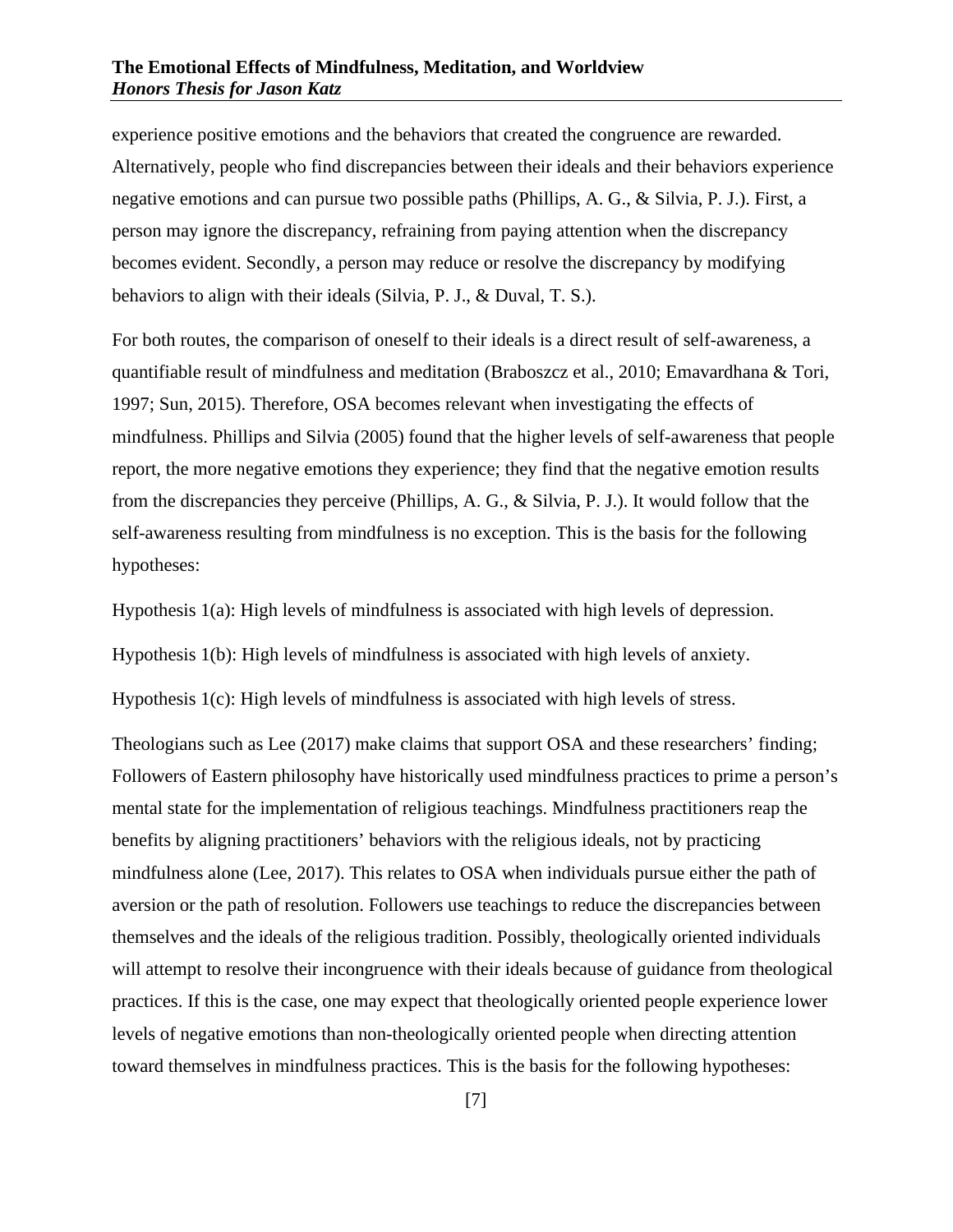experience positive emotions and the behaviors that created the congruence are rewarded. Alternatively, people who find discrepancies between their ideals and their behaviors experience negative emotions and can pursue two possible paths (Phillips, A. G., & Silvia, P. J.). First, a person may ignore the discrepancy, refraining from paying attention when the discrepancy becomes evident. Secondly, a person may reduce or resolve the discrepancy by modifying behaviors to align with their ideals (Silvia, P. J., & Duval, T. S.).

For both routes, the comparison of oneself to their ideals is a direct result of self-awareness, a quantifiable result of mindfulness and meditation (Braboszcz et al., 2010; Emavardhana & Tori, 1997; Sun, 2015). Therefore, OSA becomes relevant when investigating the effects of mindfulness. Phillips and Silvia (2005) found that the higher levels of self-awareness that people report, the more negative emotions they experience; they find that the negative emotion results from the discrepancies they perceive (Phillips, A. G., & Silvia, P. J.). It would follow that the self-awareness resulting from mindfulness is no exception. This is the basis for the following hypotheses:

Hypothesis 1(a): High levels of mindfulness is associated with high levels of depression.

Hypothesis 1(b): High levels of mindfulness is associated with high levels of anxiety.

Hypothesis 1(c): High levels of mindfulness is associated with high levels of stress.

Theologians such as Lee (2017) make claims that support OSA and these researchers' finding; Followers of Eastern philosophy have historically used mindfulness practices to prime a person's mental state for the implementation of religious teachings. Mindfulness practitioners reap the benefits by aligning practitioners' behaviors with the religious ideals, not by practicing mindfulness alone (Lee, 2017). This relates to OSA when individuals pursue either the path of aversion or the path of resolution. Followers use teachings to reduce the discrepancies between themselves and the ideals of the religious tradition. Possibly, theologically oriented individuals will attempt to resolve their incongruence with their ideals because of guidance from theological practices. If this is the case, one may expect that theologically oriented people experience lower levels of negative emotions than non-theologically oriented people when directing attention toward themselves in mindfulness practices. This is the basis for the following hypotheses: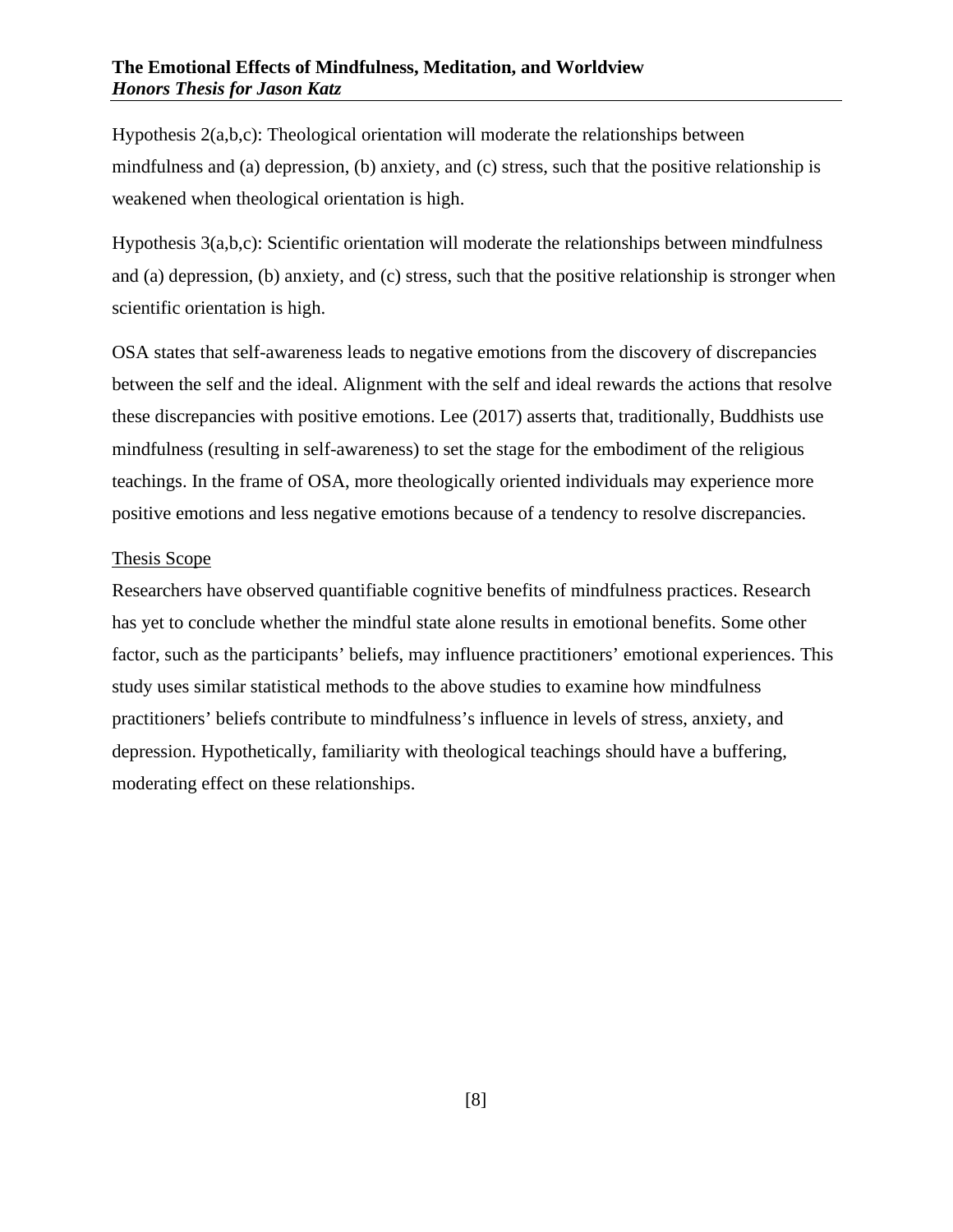Hypothesis 2(a,b,c): Theological orientation will moderate the relationships between mindfulness and (a) depression, (b) anxiety, and (c) stress, such that the positive relationship is weakened when theological orientation is high.

Hypothesis 3(a,b,c): Scientific orientation will moderate the relationships between mindfulness and (a) depression, (b) anxiety, and (c) stress, such that the positive relationship is stronger when scientific orientation is high.

OSA states that self-awareness leads to negative emotions from the discovery of discrepancies between the self and the ideal. Alignment with the self and ideal rewards the actions that resolve these discrepancies with positive emotions. Lee (2017) asserts that, traditionally, Buddhists use mindfulness (resulting in self-awareness) to set the stage for the embodiment of the religious teachings. In the frame of OSA, more theologically oriented individuals may experience more positive emotions and less negative emotions because of a tendency to resolve discrepancies.

## Thesis Scope

Researchers have observed quantifiable cognitive benefits of mindfulness practices. Research has yet to conclude whether the mindful state alone results in emotional benefits. Some other factor, such as the participants' beliefs, may influence practitioners' emotional experiences. This study uses similar statistical methods to the above studies to examine how mindfulness practitioners' beliefs contribute to mindfulness's influence in levels of stress, anxiety, and depression. Hypothetically, familiarity with theological teachings should have a buffering, moderating effect on these relationships.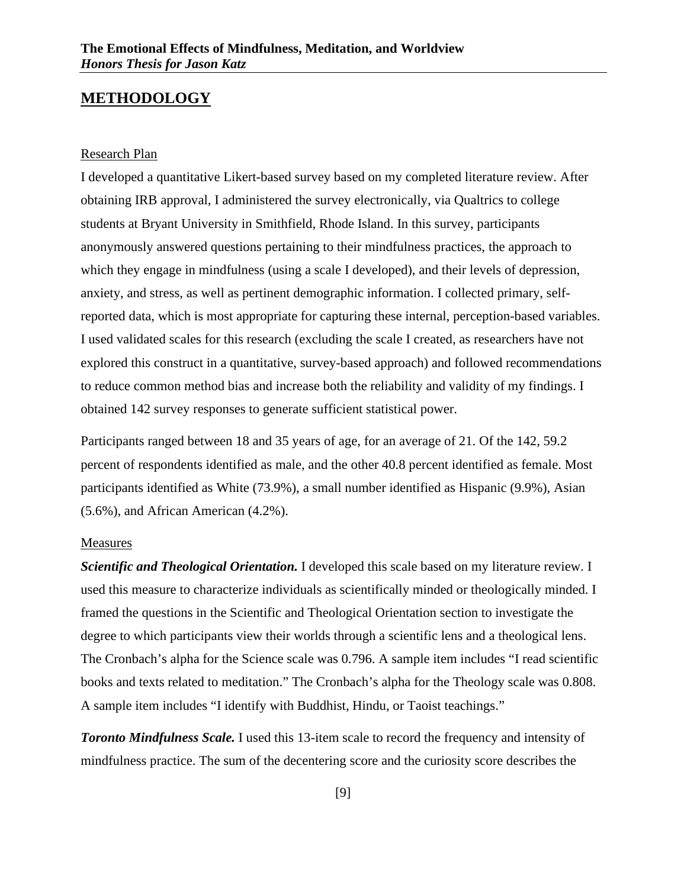# METHODOLOGY

## Research Plan

I developed a quantitative Likert-based survey based on my completed literature review. After obtaining IRB approval, I administered the survey electronically, via Qualtrics to college students at Bryant University in Smithfield, Rhode Island. In this survey, participants anonymously answered questions pertaining to their mindfulness practices, the approach to which they engage in mindfulness (using a scale I developed), and their levels of depression, anxiety, and stress, as well as pertinent demographic information. I collected primary, self-reported data, which is most appropriate for capturing these internal, perception-based variables. I used validated scales for this research (excluding the scale I created, as researchers have not explored this construct in a quantitative, survey-based approach) and followed recommendations to reduce common method bias and increase both the reliability and validity of my findings. I obtained 142 survey responses to generate sufficient statistical power.

Participants ranged between 18 and 35 years of age, for an average of 21. Of the 142, 59.2 percent of respondents identified as male, and the other 40.8 percent identified as female. Most participants identified as White (73.9%), a small number identified as Hispanic (9.9%), Asian (5.6%), and African American (4.2%).

## Measures

***Scientific and Theological Orientation.*** I developed this scale based on my literature review. I used this measure to characterize individuals as scientifically minded or theologically minded. I framed the questions in the Scientific and Theological Orientation section to investigate the degree to which participants view their worlds through a scientific lens and a theological lens. The Cronbach's alpha for the Science scale was 0.796. A sample item includes "I read scientific books and texts related to meditation." The Cronbach's alpha for the Theology scale was 0.808. A sample item includes "I identify with Buddhist, Hindu, or Taoist teachings."

***Toronto Mindfulness Scale.*** I used this 13-item scale to record the frequency and intensity of mindfulness practice. The sum of the decentering score and the curiosity score describes the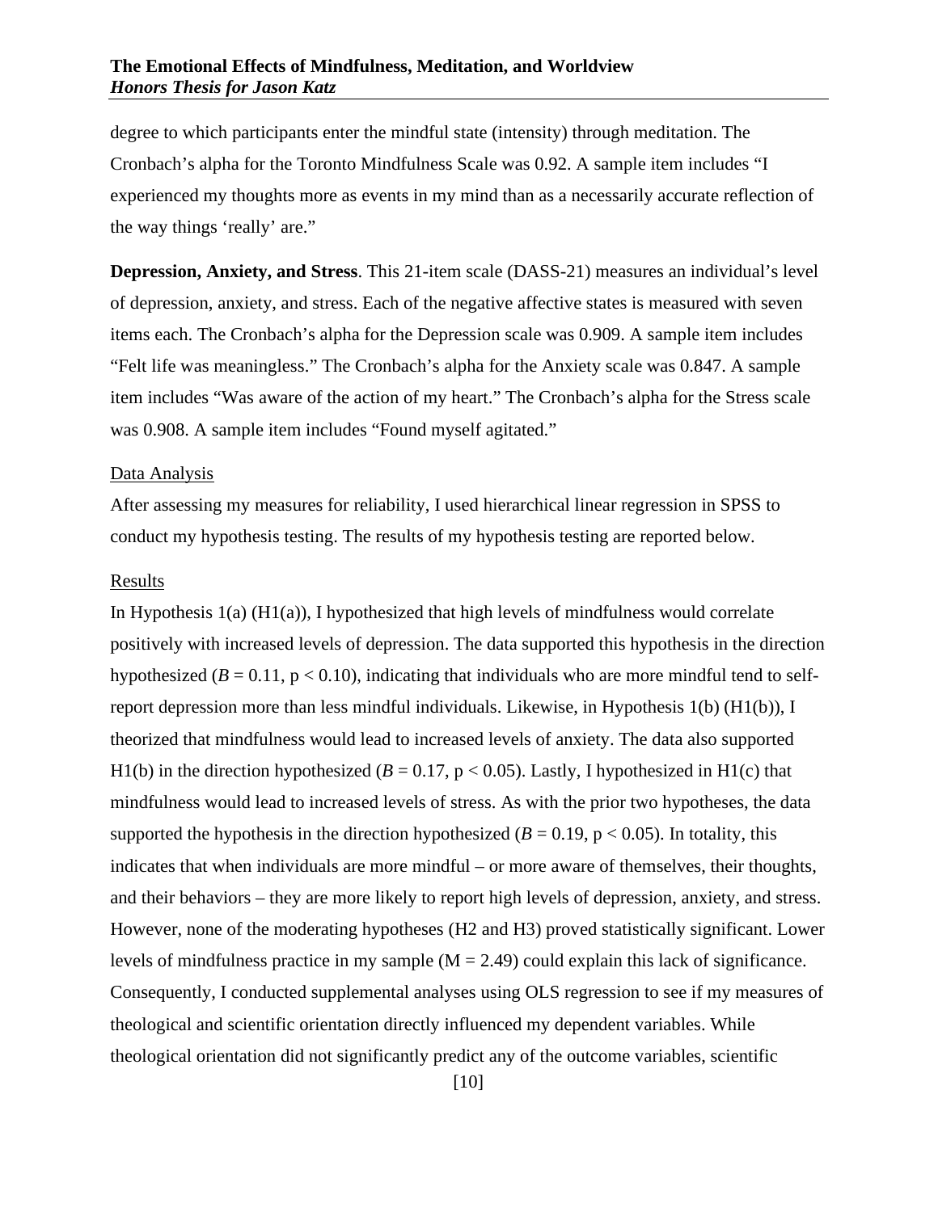degree to which participants enter the mindful state (intensity) through meditation. The Cronbach's alpha for the Toronto Mindfulness Scale was 0.92. A sample item includes "I experienced my thoughts more as events in my mind than as a necessarily accurate reflection of the way things 'really' are."

**Depression, Anxiety, and Stress**. This 21-item scale (DASS-21) measures an individual's level of depression, anxiety, and stress. Each of the negative affective states is measured with seven items each. The Cronbach's alpha for the Depression scale was 0.909. A sample item includes "Felt life was meaningless." The Cronbach's alpha for the Anxiety scale was 0.847. A sample item includes "Was aware of the action of my heart." The Cronbach's alpha for the Stress scale was 0.908. A sample item includes "Found myself agitated."

Data Analysis

After assessing my measures for reliability, I used hierarchical linear regression in SPSS to conduct my hypothesis testing. The results of my hypothesis testing are reported below.

Results

In Hypothesis 1(a) (H1(a)), I hypothesized that high levels of mindfulness would correlate positively with increased levels of depression. The data supported this hypothesis in the direction hypothesized ($B = 0.11$, $p < 0.10$), indicating that individuals who are more mindful tend to self-report depression more than less mindful individuals. Likewise, in Hypothesis 1(b) (H1(b)), I theorized that mindfulness would lead to increased levels of anxiety. The data also supported H1(b) in the direction hypothesized ($B = 0.17$, $p < 0.05$). Lastly, I hypothesized in H1(c) that mindfulness would lead to increased levels of stress. As with the prior two hypotheses, the data supported the hypothesis in the direction hypothesized ($B = 0.19$, $p < 0.05$). In totality, this indicates that when individuals are more mindful – or more aware of themselves, their thoughts, and their behaviors – they are more likely to report high levels of depression, anxiety, and stress. However, none of the moderating hypotheses (H2 and H3) proved statistically significant. Lower levels of mindfulness practice in my sample ($M = 2.49$) could explain this lack of significance. Consequently, I conducted supplemental analyses using OLS regression to see if my measures of theological and scientific orientation directly influenced my dependent variables. While theological orientation did not significantly predict any of the outcome variables, scientific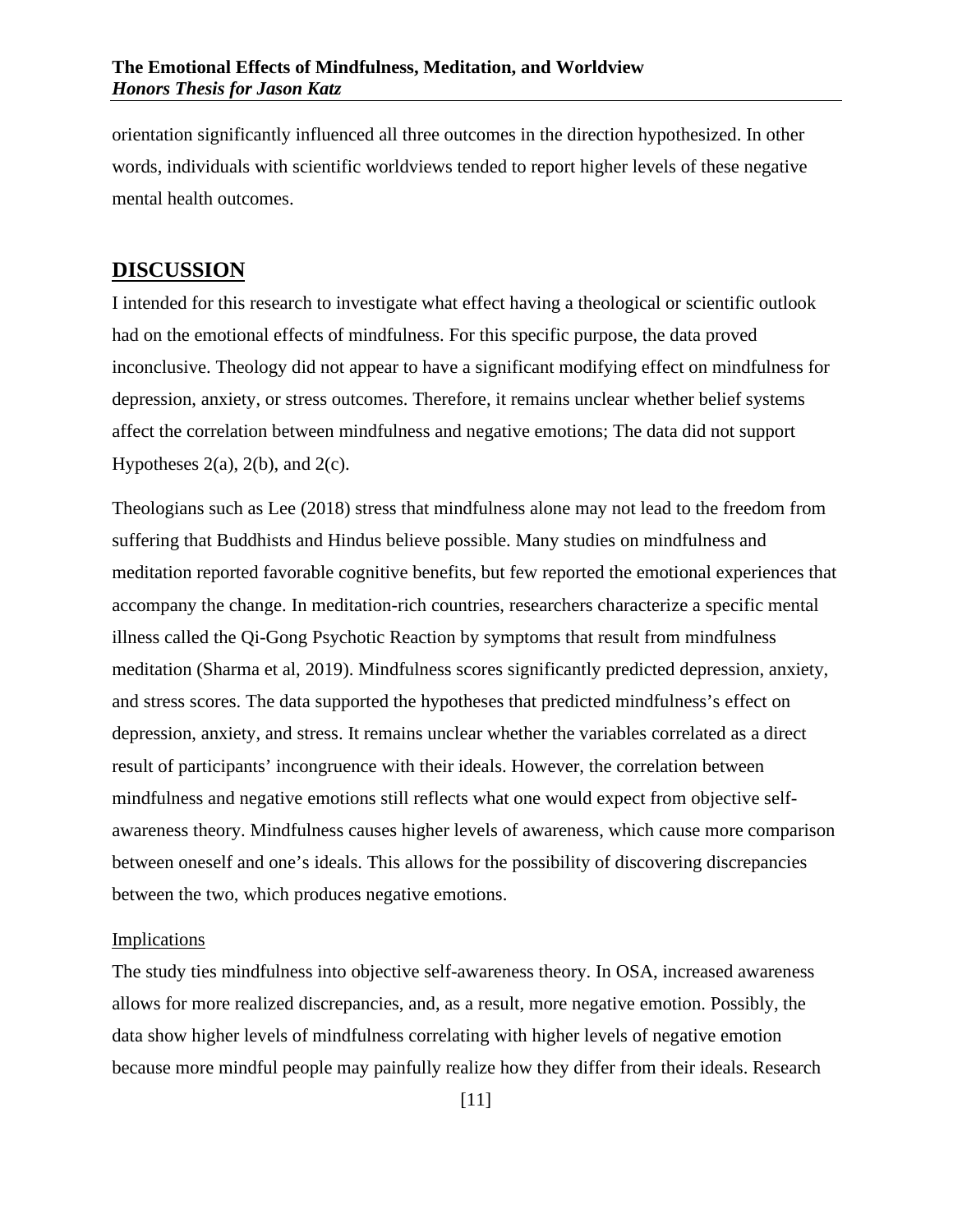orientation significantly influenced all three outcomes in the direction hypothesized. In other words, individuals with scientific worldviews tended to report higher levels of these negative mental health outcomes.

## DISCUSSION

I intended for this research to investigate what effect having a theological or scientific outlook had on the emotional effects of mindfulness. For this specific purpose, the data proved inconclusive. Theology did not appear to have a significant modifying effect on mindfulness for depression, anxiety, or stress outcomes. Therefore, it remains unclear whether belief systems affect the correlation between mindfulness and negative emotions; The data did not support Hypotheses 2(a), 2(b), and 2(c).

Theologians such as Lee (2018) stress that mindfulness alone may not lead to the freedom from suffering that Buddhists and Hindus believe possible. Many studies on mindfulness and meditation reported favorable cognitive benefits, but few reported the emotional experiences that accompany the change. In meditation-rich countries, researchers characterize a specific mental illness called the Qi-Gong Psychotic Reaction by symptoms that result from mindfulness meditation (Sharma et al, 2019). Mindfulness scores significantly predicted depression, anxiety, and stress scores. The data supported the hypotheses that predicted mindfulness's effect on depression, anxiety, and stress. It remains unclear whether the variables correlated as a direct result of participants' incongruence with their ideals. However, the correlation between mindfulness and negative emotions still reflects what one would expect from objective self-awareness theory. Mindfulness causes higher levels of awareness, which cause more comparison between oneself and one's ideals. This allows for the possibility of discovering discrepancies between the two, which produces negative emotions.

### Implications

The study ties mindfulness into objective self-awareness theory. In OSA, increased awareness allows for more realized discrepancies, and, as a result, more negative emotion. Possibly, the data show higher levels of mindfulness correlating with higher levels of negative emotion because more mindful people may painfully realize how they differ from their ideals. Research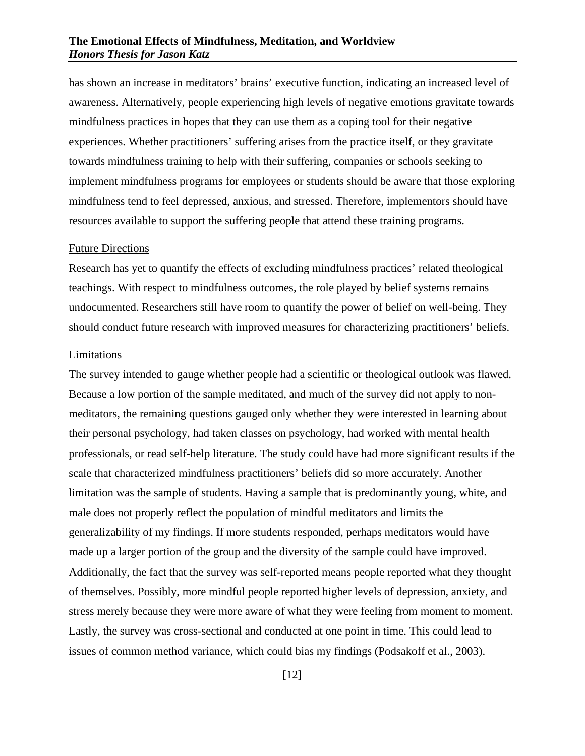has shown an increase in meditators' brains' executive function, indicating an increased level of awareness. Alternatively, people experiencing high levels of negative emotions gravitate towards mindfulness practices in hopes that they can use them as a coping tool for their negative experiences. Whether practitioners' suffering arises from the practice itself, or they gravitate towards mindfulness training to help with their suffering, companies or schools seeking to implement mindfulness programs for employees or students should be aware that those exploring mindfulness tend to feel depressed, anxious, and stressed. Therefore, implementors should have resources available to support the suffering people that attend these training programs.

### Future Directions

Research has yet to quantify the effects of excluding mindfulness practices' related theological teachings. With respect to mindfulness outcomes, the role played by belief systems remains undocumented. Researchers still have room to quantify the power of belief on well-being. They should conduct future research with improved measures for characterizing practitioners' beliefs.

### Limitations

The survey intended to gauge whether people had a scientific or theological outlook was flawed. Because a low portion of the sample meditated, and much of the survey did not apply to non-meditators, the remaining questions gauged only whether they were interested in learning about their personal psychology, had taken classes on psychology, had worked with mental health professionals, or read self-help literature. The study could have had more significant results if the scale that characterized mindfulness practitioners' beliefs did so more accurately. Another limitation was the sample of students. Having a sample that is predominantly young, white, and male does not properly reflect the population of mindful meditators and limits the generalizability of my findings. If more students responded, perhaps meditators would have made up a larger portion of the group and the diversity of the sample could have improved. Additionally, the fact that the survey was self-reported means people reported what they thought of themselves. Possibly, more mindful people reported higher levels of depression, anxiety, and stress merely because they were more aware of what they were feeling from moment to moment. Lastly, the survey was cross-sectional and conducted at one point in time. This could lead to issues of common method variance, which could bias my findings (Podsakoff et al., 2003).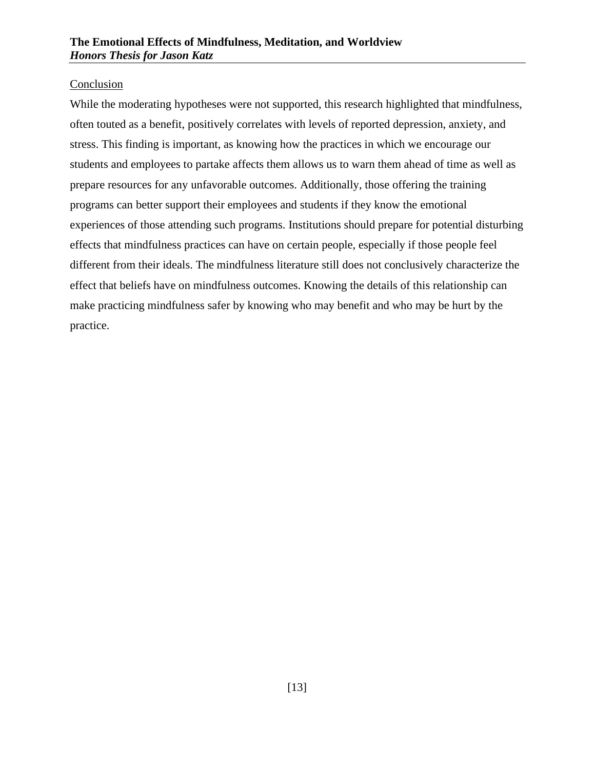## Conclusion

While the moderating hypotheses were not supported, this research highlighted that mindfulness, often touted as a benefit, positively correlates with levels of reported depression, anxiety, and stress. This finding is important, as knowing how the practices in which we encourage our students and employees to partake affects them allows us to warn them ahead of time as well as prepare resources for any unfavorable outcomes. Additionally, those offering the training programs can better support their employees and students if they know the emotional experiences of those attending such programs. Institutions should prepare for potential disturbing effects that mindfulness practices can have on certain people, especially if those people feel different from their ideals. The mindfulness literature still does not conclusively characterize the effect that beliefs have on mindfulness outcomes. Knowing the details of this relationship can make practicing mindfulness safer by knowing who may benefit and who may be hurt by the practice.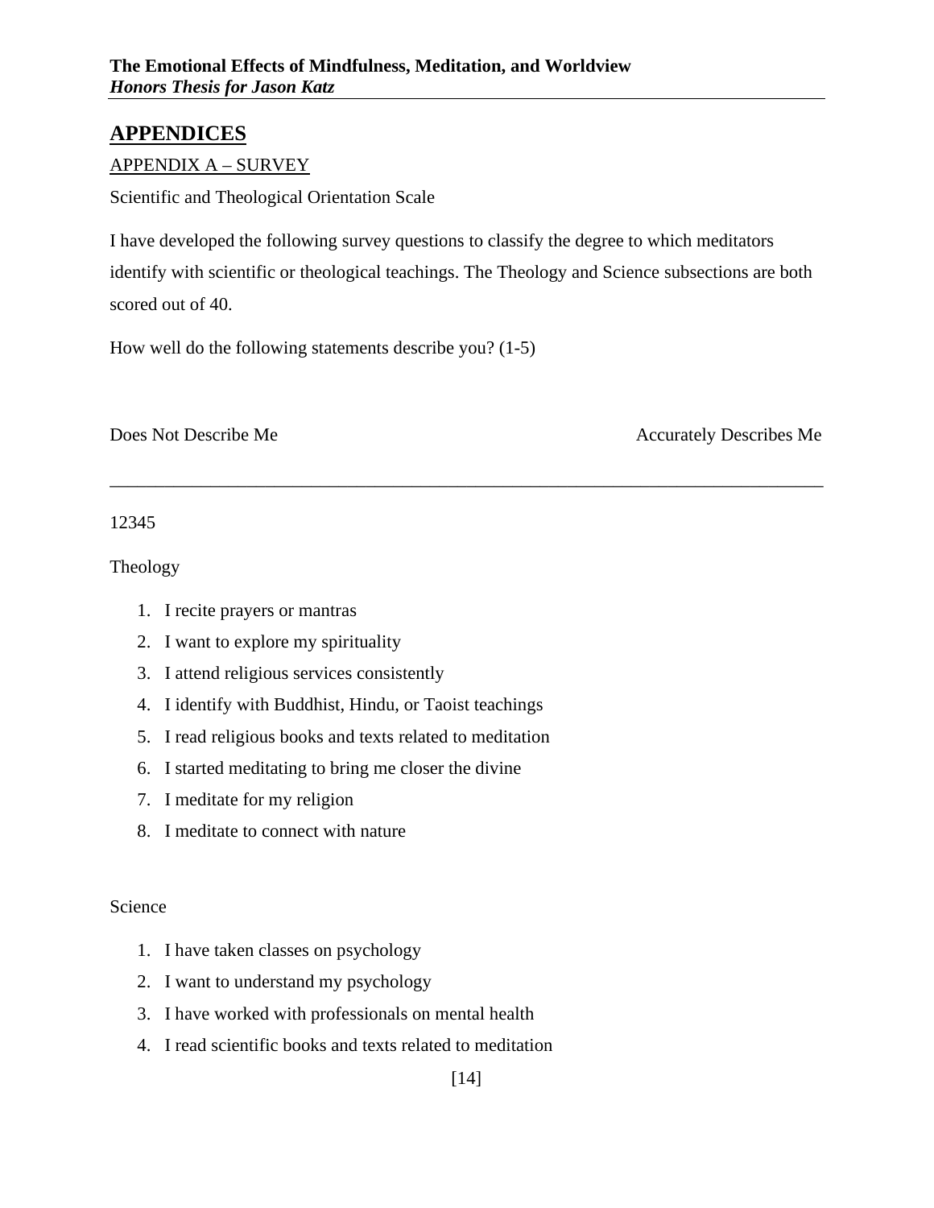## APPENDICES

### APPENDIX A – SURVEY

Scientific and Theological Orientation Scale

I have developed the following survey questions to classify the degree to which meditators identify with scientific or theological teachings. The Theology and Science subsections are both scored out of 40.

How well do the following statements describe you? (1-5)

Does Not Describe Me                                        Accurately Describes Me

---

12345

Theology

1. I recite prayers or mantras
2. I want to explore my spirituality
3. I attend religious services consistently
4. I identify with Buddhist, Hindu, or Taoist teachings
5. I read religious books and texts related to meditation
6. I started meditating to bring me closer the divine
7. I meditate for my religion
8. I meditate to connect with nature

Science

1. I have taken classes on psychology
2. I want to understand my psychology
3. I have worked with professionals on mental health
4. I read scientific books and texts related to meditation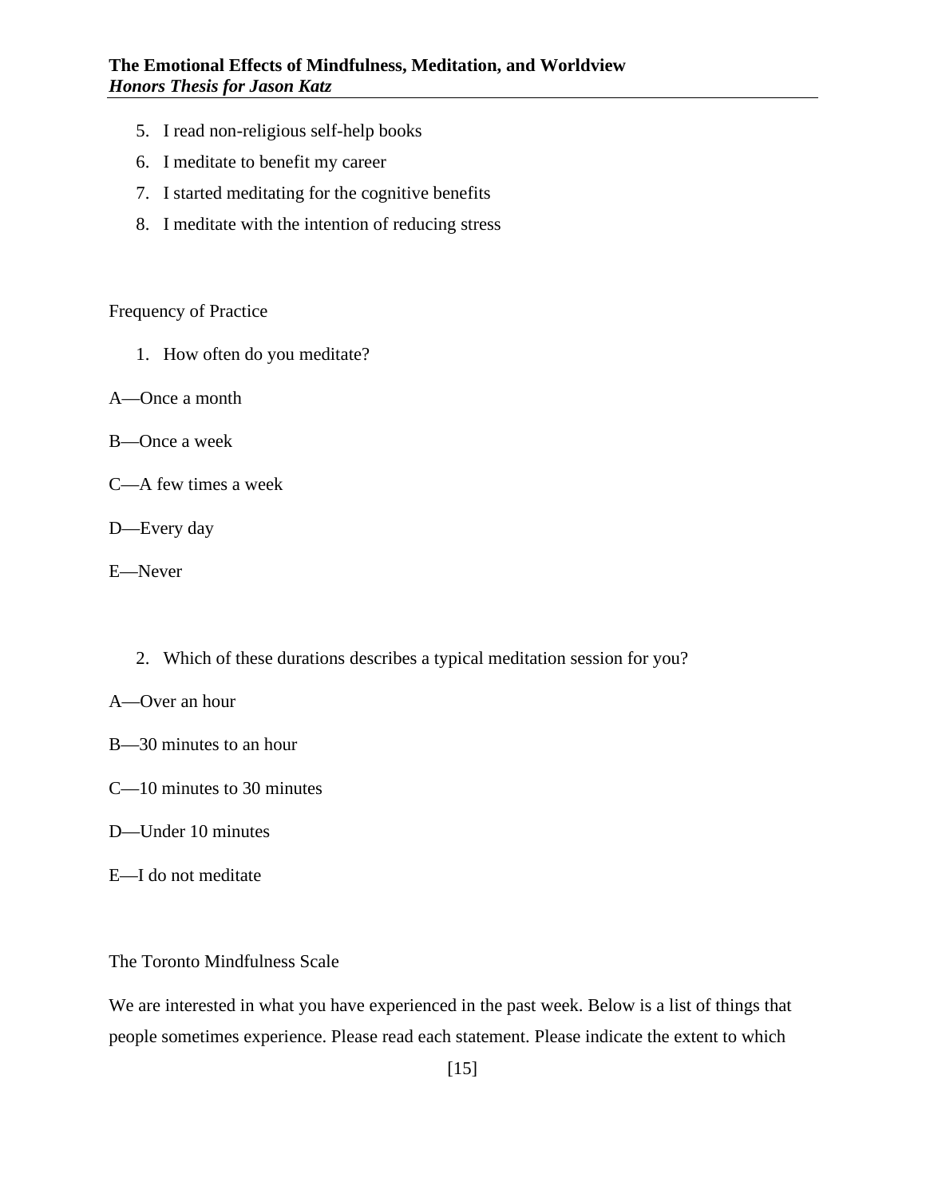5. I read non-religious self-help books
6. I meditate to benefit my career
7. I started meditating for the cognitive benefits
8. I meditate with the intention of reducing stress

Frequency of Practice

1. How often do you meditate?

A—Once a month

B—Once a week

C—A few times a week

D—Every day

E—Never

2. Which of these durations describes a typical meditation session for you?

A—Over an hour

B—30 minutes to an hour

C—10 minutes to 30 minutes

D—Under 10 minutes

E—I do not meditate

The Toronto Mindfulness Scale

We are interested in what you have experienced in the past week. Below is a list of things that people sometimes experience. Please read each statement. Please indicate the extent to which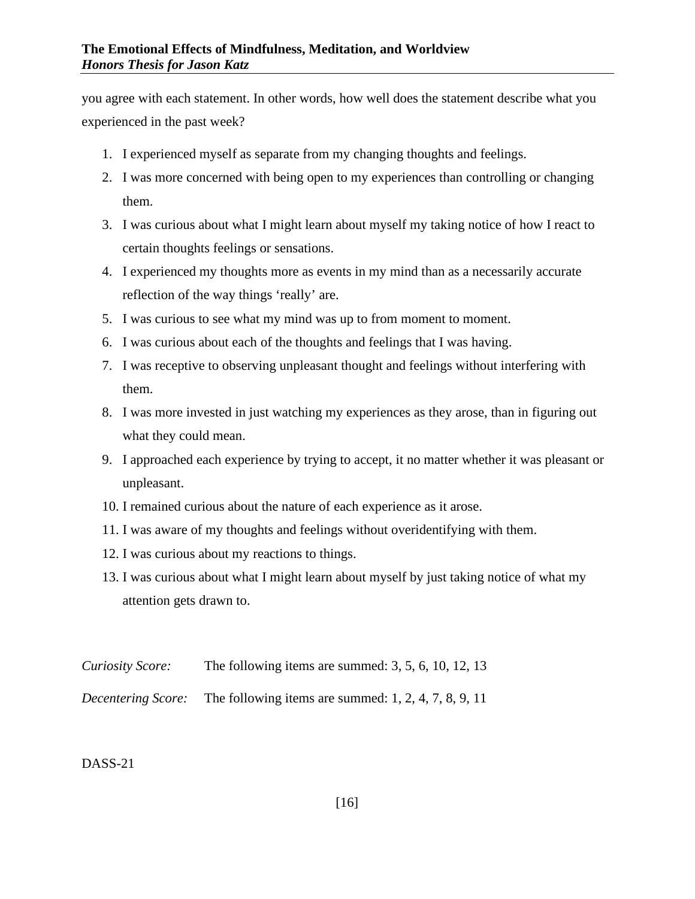you agree with each statement. In other words, how well does the statement describe what you experienced in the past week?

1. I experienced myself as separate from my changing thoughts and feelings.
2. I was more concerned with being open to my experiences than controlling or changing them.
3. I was curious about what I might learn about myself my taking notice of how I react to certain thoughts feelings or sensations.
4. I experienced my thoughts more as events in my mind than as a necessarily accurate reflection of the way things 'really' are.
5. I was curious to see what my mind was up to from moment to moment.
6. I was curious about each of the thoughts and feelings that I was having.
7. I was receptive to observing unpleasant thought and feelings without interfering with them.
8. I was more invested in just watching my experiences as they arose, than in figuring out what they could mean.
9. I approached each experience by trying to accept, it no matter whether it was pleasant or unpleasant.
10. I remained curious about the nature of each experience as it arose.
11. I was aware of my thoughts and feelings without overidentifying with them.
12. I was curious about my reactions to things.
13. I was curious about what I might learn about myself by just taking notice of what my attention gets drawn to.

*Curiosity Score:* The following items are summed: 3, 5, 6, 10, 12, 13

*Decentering Score:* The following items are summed: 1, 2, 4, 7, 8, 9, 11

DASS-21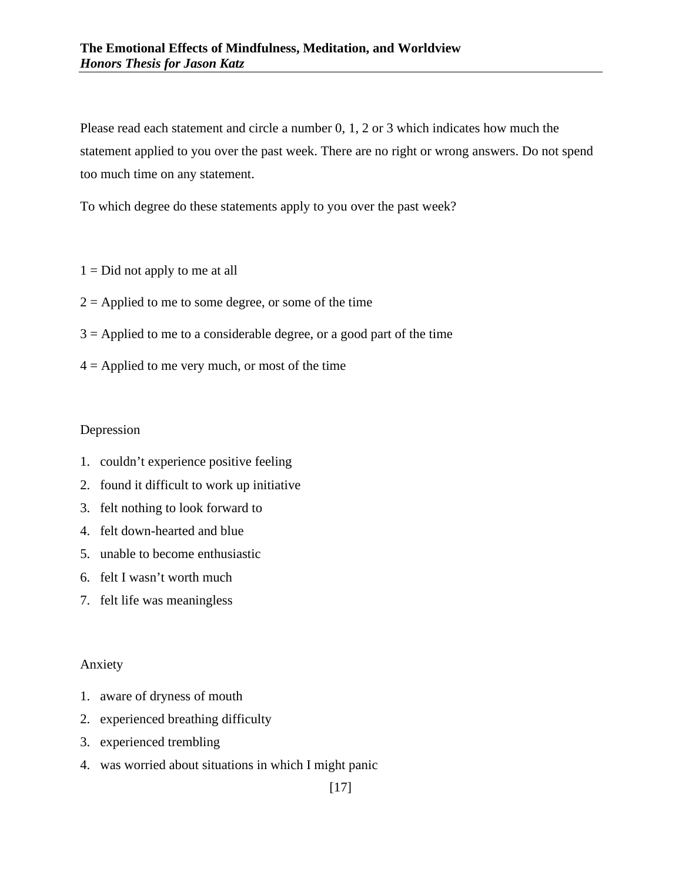Please read each statement and circle a number 0, 1, 2 or 3 which indicates how much the statement applied to you over the past week. There are no right or wrong answers. Do not spend too much time on any statement.

To which degree do these statements apply to you over the past week?

1 = Did not apply to me at all

2 = Applied to me to some degree, or some of the time

3 = Applied to me to a considerable degree, or a good part of the time

4 = Applied to me very much, or most of the time

Depression

1. couldn't experience positive feeling
2. found it difficult to work up initiative
3. felt nothing to look forward to
4. felt down-hearted and blue
5. unable to become enthusiastic
6. felt I wasn't worth much
7. felt life was meaningless

Anxiety

1. aware of dryness of mouth
2. experienced breathing difficulty
3. experienced trembling
4. was worried about situations in which I might panic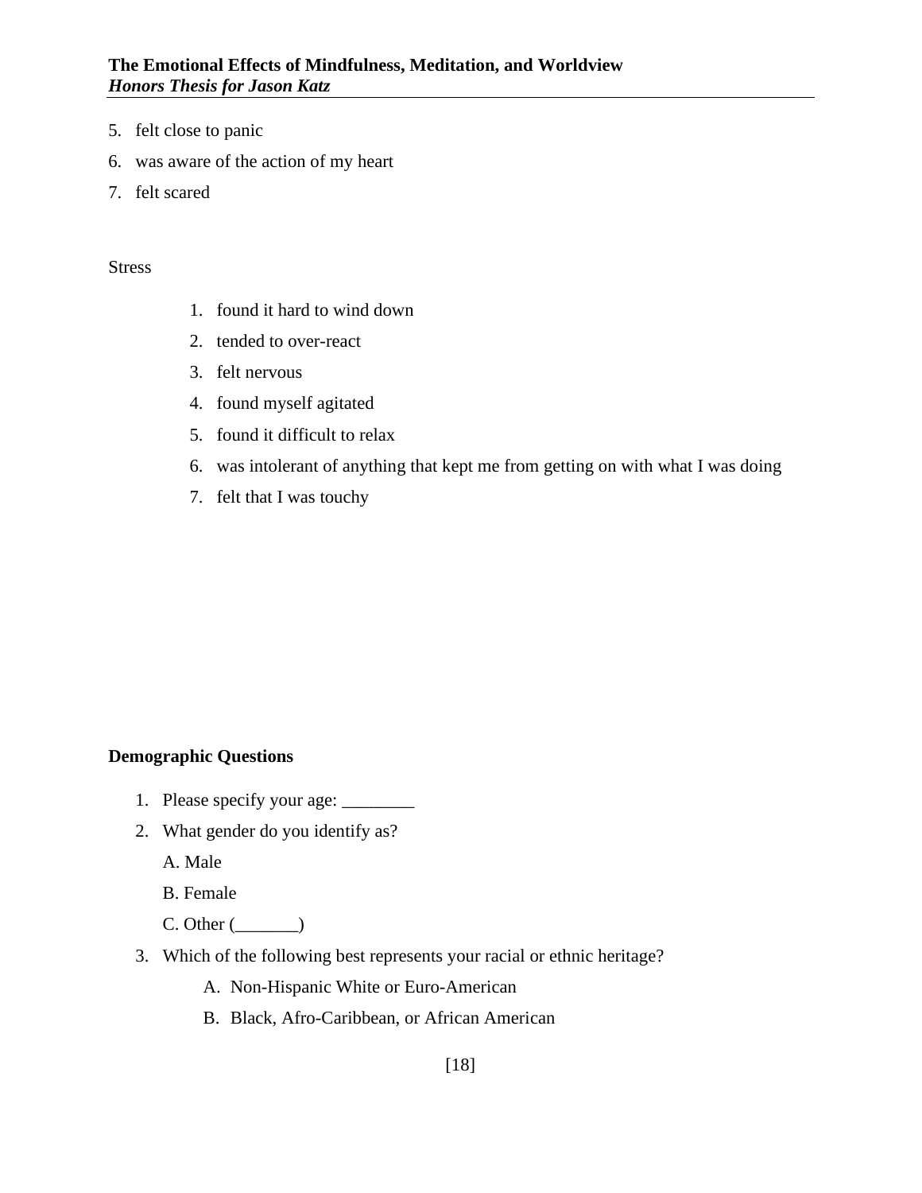5. felt close to panic
6. was aware of the action of my heart
7. felt scared

Stress

1. found it hard to wind down
2. tended to over-react
3. felt nervous
4. found myself agitated
5. found it difficult to relax
6. was intolerant of anything that kept me from getting on with what I was doing
7. felt that I was touchy

**Demographic Questions**

1. Please specify your age: ________
2. What gender do you identify as?

   A. Male

   B. Female

   C. Other (_______)
3. Which of the following best represents your racial or ethnic heritage?
   
   A. Non-Hispanic White or Euro-American
   
   B. Black, Afro-Caribbean, or African American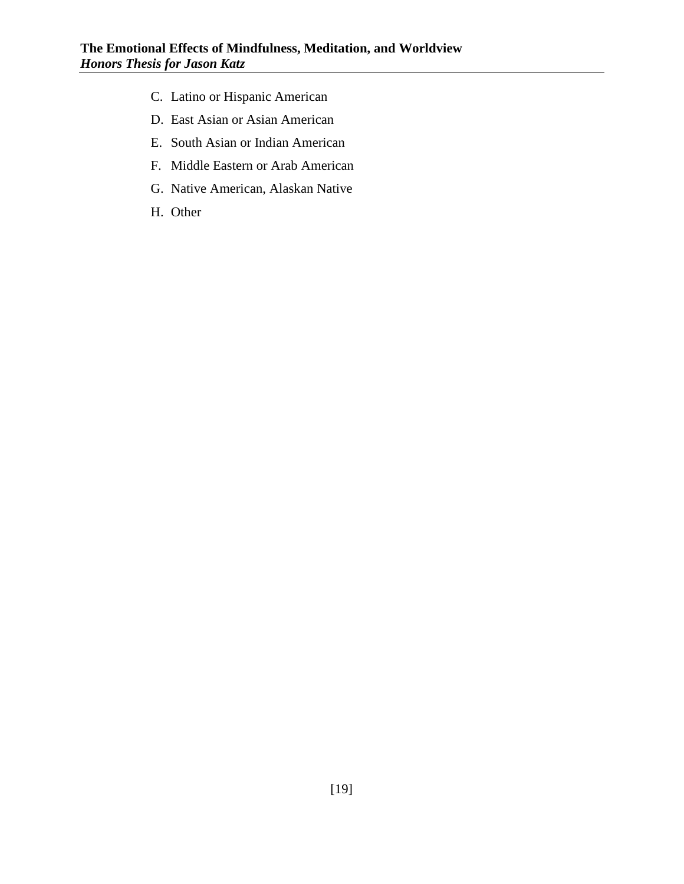C. Latino or Hispanic American

D. East Asian or Asian American

E. South Asian or Indian American

F. Middle Eastern or Arab American

G. Native American, Alaskan Native

H. Other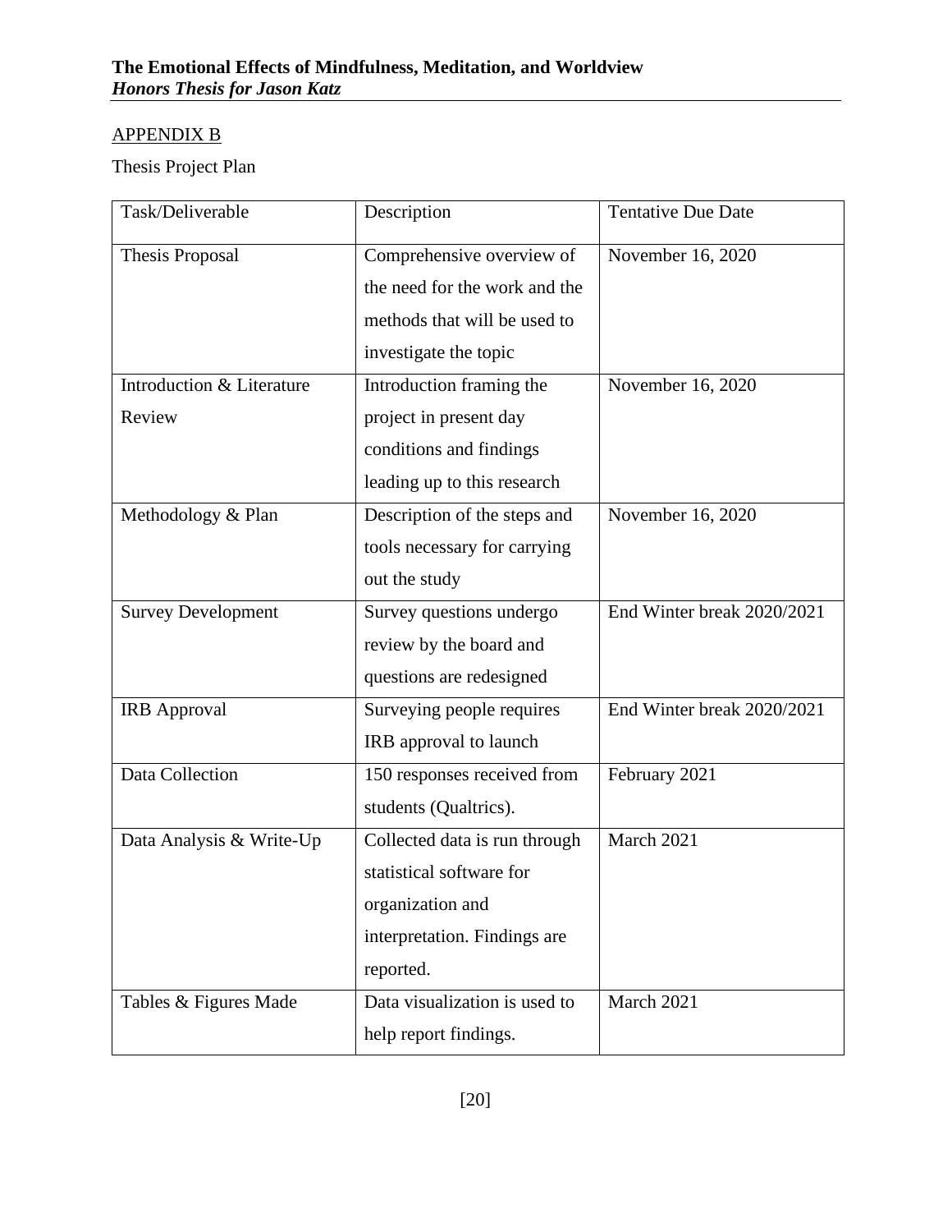APPENDIX B

Thesis Project Plan

| Task/Deliverable | Description | Tentative Due Date |
|---|---|---|
| Thesis Proposal | Comprehensive overview of the need for the work and the methods that will be used to investigate the topic | November 16, 2020 |
| Introduction & Literature Review | Introduction framing the project in present day conditions and findings leading up to this research | November 16, 2020 |
| Methodology & Plan | Description of the steps and tools necessary for carrying out the study | November 16, 2020 |
| Survey Development | Survey questions undergo review by the board and questions are redesigned | End Winter break 2020/2021 |
| IRB Approval | Surveying people requires IRB approval to launch | End Winter break 2020/2021 |
| Data Collection | 150 responses received from students (Qualtrics). | February 2021 |
| Data Analysis & Write-Up | Collected data is run through statistical software for organization and interpretation. Findings are reported. | March 2021 |
| Tables & Figures Made | Data visualization is used to help report findings. | March 2021 |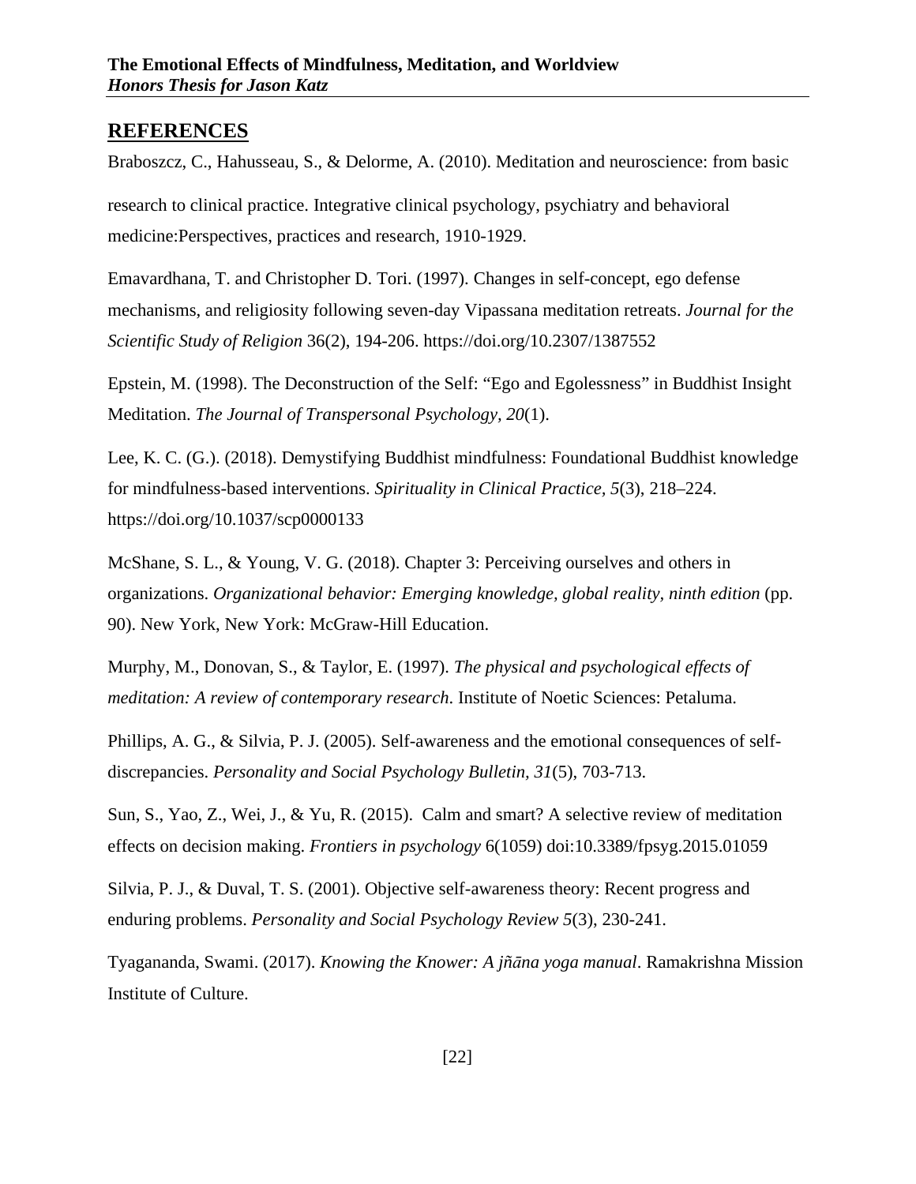## REFERENCES

Braboszcz, C., Hahusseau, S., & Delorme, A. (2010). Meditation and neuroscience: from basic research to clinical practice. Integrative clinical psychology, psychiatry and behavioral medicine:Perspectives, practices and research, 1910-1929.

Emavardhana, T. and Christopher D. Tori. (1997). Changes in self-concept, ego defense mechanisms, and religiosity following seven-day Vipassana meditation retreats. *Journal for the Scientific Study of Religion* 36(2), 194-206. https://doi.org/10.2307/1387552

Epstein, M. (1998). The Deconstruction of the Self: "Ego and Egolessness" in Buddhist Insight Meditation. *The Journal of Transpersonal Psychology, 20*(1).

Lee, K. C. (G.). (2018). Demystifying Buddhist mindfulness: Foundational Buddhist knowledge for mindfulness-based interventions. *Spirituality in Clinical Practice, 5*(3), 218–224. https://doi.org/10.1037/scp0000133

McShane, S. L., & Young, V. G. (2018). Chapter 3: Perceiving ourselves and others in organizations. *Organizational behavior: Emerging knowledge, global reality, ninth edition* (pp. 90). New York, New York: McGraw-Hill Education.

Murphy, M., Donovan, S., & Taylor, E. (1997). *The physical and psychological effects of meditation: A review of contemporary research*. Institute of Noetic Sciences: Petaluma.

Phillips, A. G., & Silvia, P. J. (2005). Self-awareness and the emotional consequences of self-discrepancies. *Personality and Social Psychology Bulletin, 31*(5), 703-713.

Sun, S., Yao, Z., Wei, J., & Yu, R. (2015). Calm and smart? A selective review of meditation effects on decision making. *Frontiers in psychology* 6(1059) doi:10.3389/fpsyg.2015.01059

Silvia, P. J., & Duval, T. S. (2001). Objective self-awareness theory: Recent progress and enduring problems. *Personality and Social Psychology Review 5*(3), 230-241.

Tyagananda, Swami. (2017). *Knowing the Knower: A jñāna yoga manual*. Ramakrishna Mission Institute of Culture.